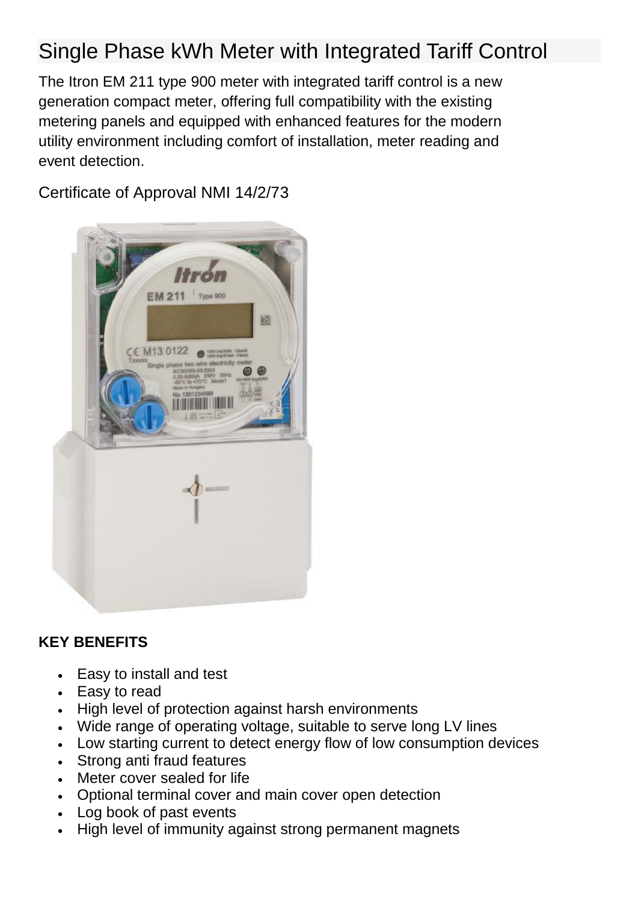# Single Phase kWh Meter with Integrated Tariff Control

The Itron EM 211 type 900 meter with integrated tariff control is a new generation compact meter, offering full compatibility with the existing metering panels and equipped with enhanced features for the modern utility environment including comfort of installation, meter reading and event detection.

Certificate of Approval NMI 14/2/73

**KEY BENEFITS**

- Easy to install and test
- Easy to read
- High level of protection against harsh environments
- Wide range of operating voltage, suitable to serve long LV lines
- Low starting current to detect energy flow of low consumption devices
- Strong anti fraud features
- Meter cover sealed for life
- Optional terminal cover and main cover open detection
- Log book of past events
- High level of immunity against strong permanent magnets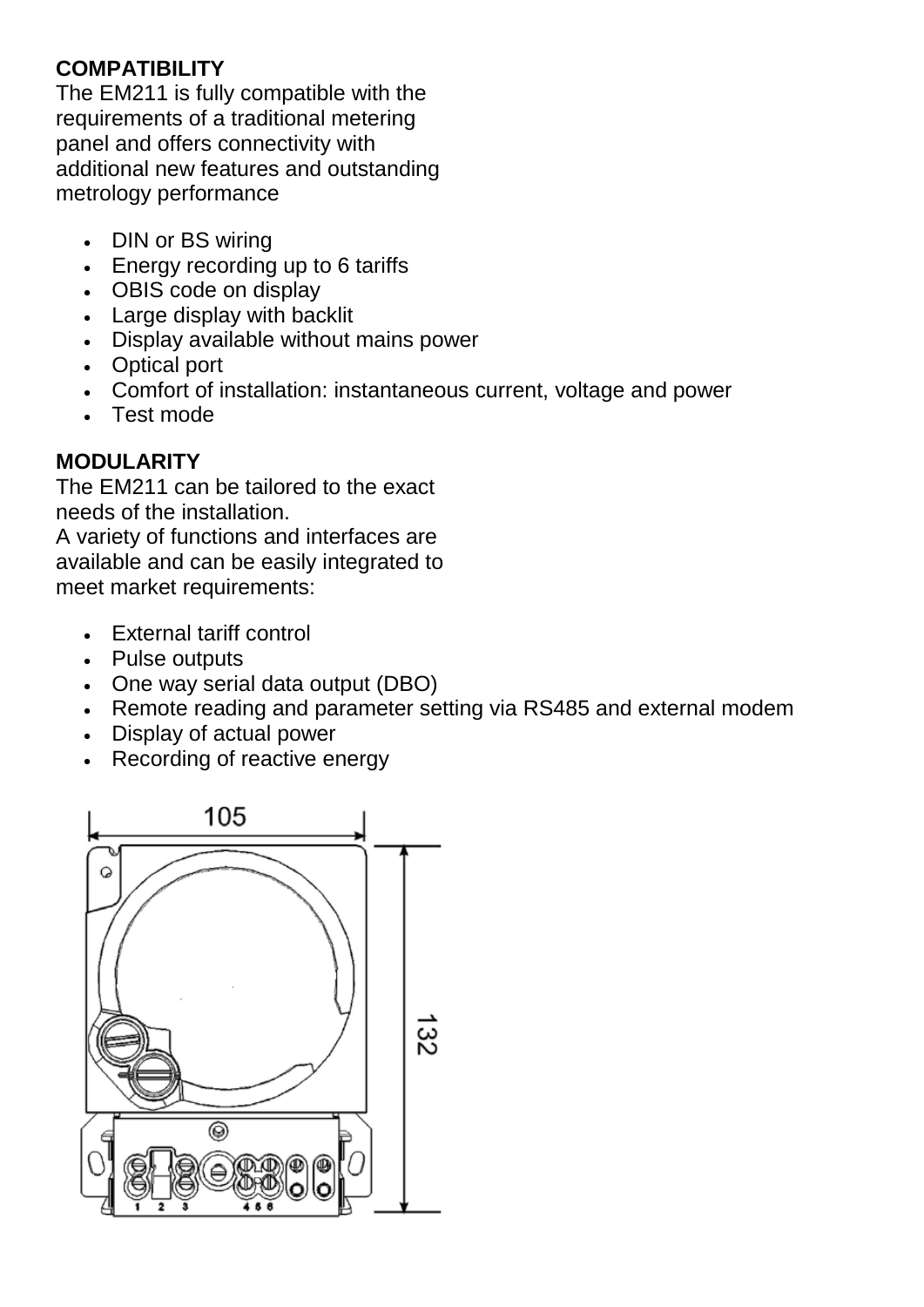**COMPATIBILITY**

The EM211 is fully compatible with the requirements of a traditional metering panel and offers connectivity with additional new features and outstanding metrology performance

- DIN or BS wiring
- Energy recording up to 6 tariffs
- OBIS code on display
- Large display with backlit
- Display available without mains power
- Optical port
- Comfort of installation: instantaneous current, voltage and power
- Test mode

**MODULARITY**

The EM211 can be tailored to the exact needs of the installation.
A variety of functions and interfaces are available and can be easily integrated to meet market requirements:

- External tariff control
- Pulse outputs
- One way serial data output (DBO)
- Remote reading and parameter setting via RS485 and external modem
- Display of actual power
- Recording of reactive energy

105

132

1 2 3 4 5 6